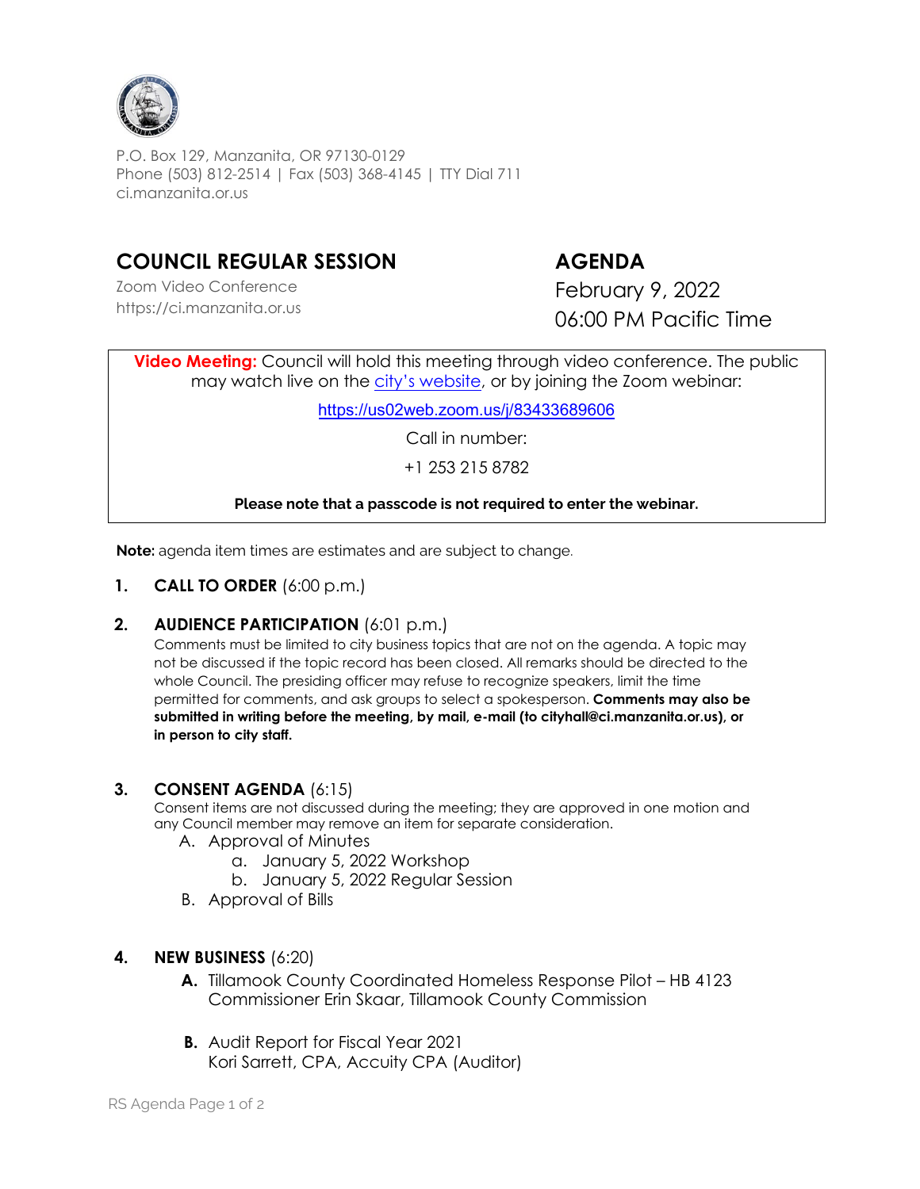P.O. Box 129, Manzanita, OR 97130-0129
Phone (503) 812-2514 | Fax (503) 368-4145 | TTY Dial 711
ci.manzanita.or.us

# COUNCIL REGULAR SESSION

Zoom Video Conference
https://ci.manzanita.or.us

# AGENDA

February 9, 2022
06:00 PM Pacific Time

**Video Meeting:** Council will hold this meeting through video conference. The public may watch live on the [city's website](https://ci.manzanita.or.us), or by joining the Zoom webinar:

[https://us02web.zoom.us/j/83433689606](https://us02web.zoom.us/j/83433689606)

Call in number:

+1 253 215 8782

**Please note that a passcode is not required to enter the webinar.**

**Note:** agenda item times are estimates and are subject to change.

1. **CALL TO ORDER** (6:00 p.m.)

2. **AUDIENCE PARTICIPATION** (6:01 p.m.)
   Comments must be limited to city business topics that are not on the agenda. A topic may not be discussed if the topic record has been closed. All remarks should be directed to the whole Council. The presiding officer may refuse to recognize speakers, limit the time permitted for comments, and ask groups to select a spokesperson. **Comments may also be submitted in writing before the meeting, by mail, e-mail (to cityhall@ci.manzanita.or.us), or in person to city staff.**

3. **CONSENT AGENDA** (6:15)
   Consent items are not discussed during the meeting; they are approved in one motion and any Council member may remove an item for separate consideration.
   A. Approval of Minutes
      a. January 5, 2022 Workshop
      b. January 5, 2022 Regular Session
   B. Approval of Bills

4. **NEW BUSINESS** (6:20)
   **A.** Tillamook County Coordinated Homeless Response Pilot – HB 4123
   Commissioner Erin Skaar, Tillamook County Commission

   **B.** Audit Report for Fiscal Year 2021
   Kori Sarrett, CPA, Accuity CPA (Auditor)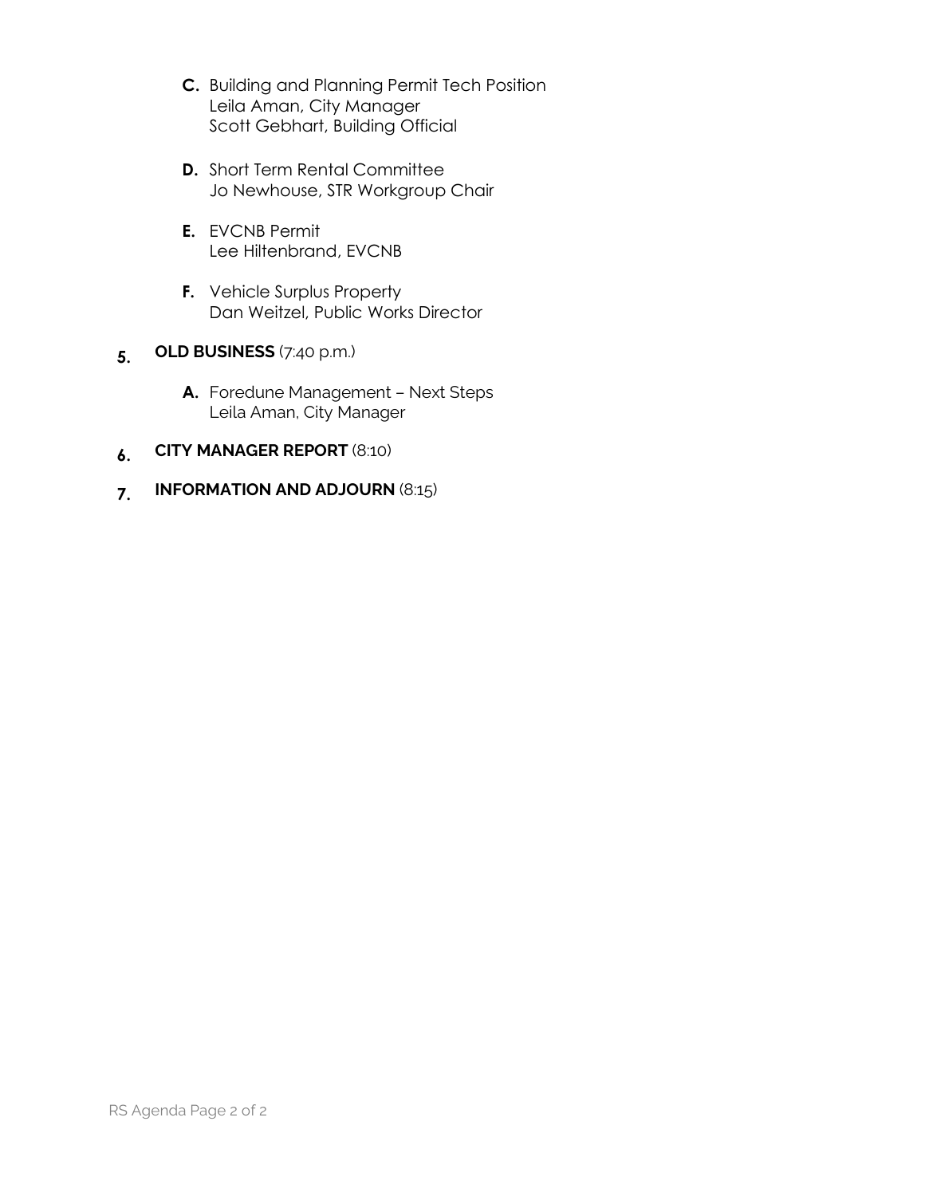**C.** Building and Planning Permit Tech Position
Leila Aman, City Manager
Scott Gebhart, Building Official

**D.** Short Term Rental Committee
Jo Newhouse, STR Workgroup Chair

**E.** EVCNB Permit
Lee Hiltenbrand, EVCNB

**F.** Vehicle Surplus Property
Dan Weitzel, Public Works Director

**5. OLD BUSINESS** (7:40 p.m.)

**A.** Foredune Management – Next Steps
Leila Aman, City Manager

**6. CITY MANAGER REPORT** (8:10)

**7. INFORMATION AND ADJOURN** (8:15)